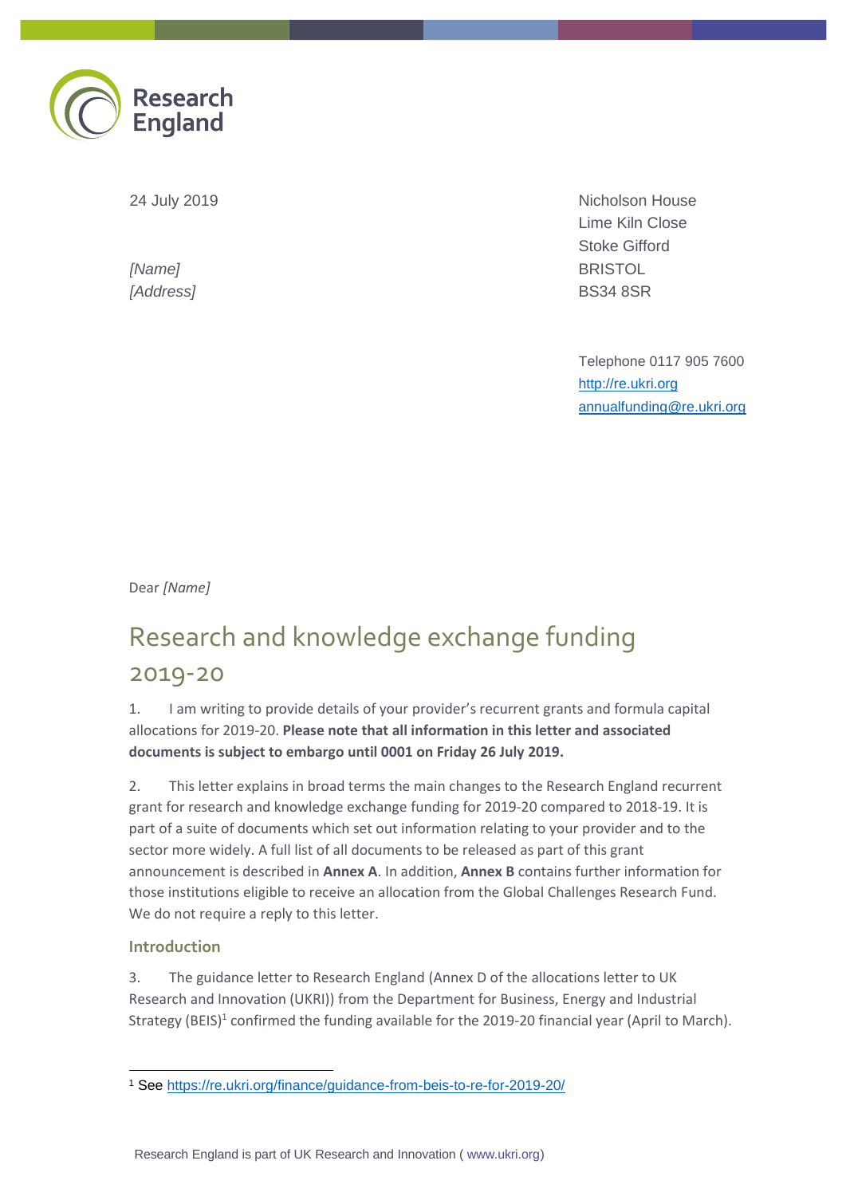Research England

24 July 2019

*[Name]*
*[Address]*

Nicholson House
Lime Kiln Close
Stoke Gifford
BRISTOL
BS34 8SR

Telephone 0117 905 7600
http://re.ukri.org
annualfunding@re.ukri.org

Dear *[Name]*

# Research and knowledge exchange funding 2019-20

1. I am writing to provide details of your provider's recurrent grants and formula capital allocations for 2019-20. **Please note that all information in this letter and associated documents is subject to embargo until 0001 on Friday 26 July 2019.**

2. This letter explains in broad terms the main changes to the Research England recurrent grant for research and knowledge exchange funding for 2019-20 compared to 2018-19. It is part of a suite of documents which set out information relating to your provider and to the sector more widely. A full list of all documents to be released as part of this grant announcement is described in **Annex A**. In addition, **Annex B** contains further information for those institutions eligible to receive an allocation from the Global Challenges Research Fund. We do not require a reply to this letter.

## Introduction

3. The guidance letter to Research England (Annex D of the allocations letter to UK Research and Innovation (UKRI)) from the Department for Business, Energy and Industrial Strategy (BEIS)[1] confirmed the funding available for the 2019-20 financial year (April to March).

[1] See https://re.ukri.org/finance/guidance-from-beis-to-re-for-2019-20/

Research England is part of UK Research and Innovation ( www.ukri.org)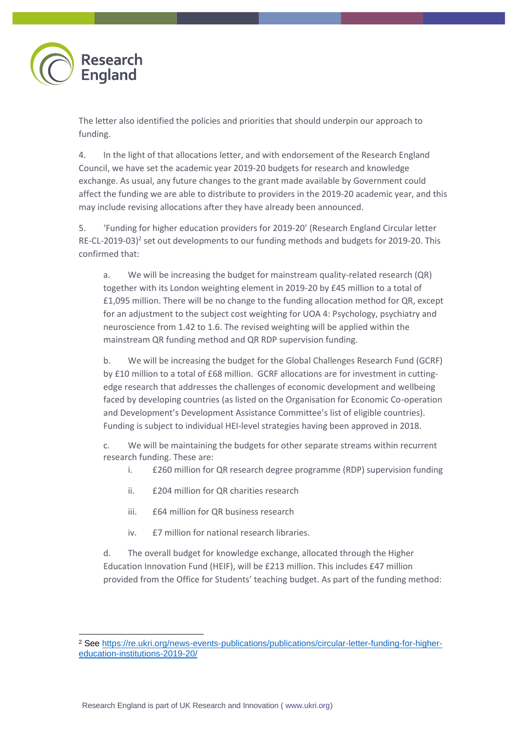The letter also identified the policies and priorities that should underpin our approach to funding.

4. In the light of that allocations letter, and with endorsement of the Research England Council, we have set the academic year 2019-20 budgets for research and knowledge exchange. As usual, any future changes to the grant made available by Government could affect the funding we are able to distribute to providers in the 2019-20 academic year, and this may include revising allocations after they have already been announced.

5. 'Funding for higher education providers for 2019-20' (Research England Circular letter RE-CL-2019-03)[2] set out developments to our funding methods and budgets for 2019-20. This confirmed that:

   a. We will be increasing the budget for mainstream quality-related research (QR) together with its London weighting element in 2019-20 by £45 million to a total of £1,095 million. There will be no change to the funding allocation method for QR, except for an adjustment to the subject cost weighting for UOA 4: Psychology, psychiatry and neuroscience from 1.42 to 1.6. The revised weighting will be applied within the mainstream QR funding method and QR RDP supervision funding.

   b. We will be increasing the budget for the Global Challenges Research Fund (GCRF) by £10 million to a total of £68 million. GCRF allocations are for investment in cutting-edge research that addresses the challenges of economic development and wellbeing faced by developing countries (as listed on the Organisation for Economic Co-operation and Development's Development Assistance Committee's list of eligible countries). Funding is subject to individual HEI-level strategies having been approved in 2018.

   c. We will be maintaining the budgets for other separate streams within recurrent research funding. These are:

      i. £260 million for QR research degree programme (RDP) supervision funding

      ii. £204 million for QR charities research

      iii. £64 million for QR business research

      iv. £7 million for national research libraries.

   d. The overall budget for knowledge exchange, allocated through the Higher Education Innovation Fund (HEIF), will be £213 million. This includes £47 million provided from the Office for Students' teaching budget. As part of the funding method:

[2] See https://re.ukri.org/news-events-publications/publications/circular-letter-funding-for-higher-education-institutions-2019-20/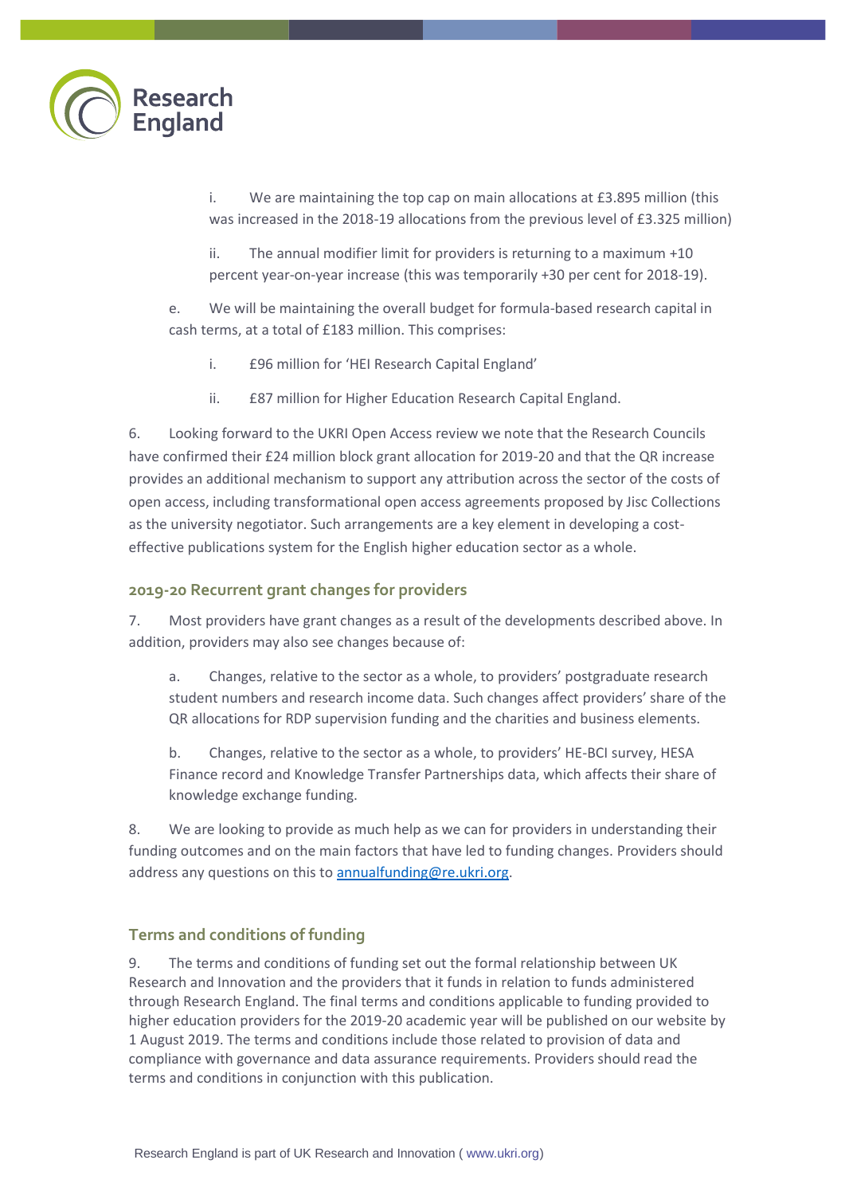i. We are maintaining the top cap on main allocations at £3.895 million (this was increased in the 2018-19 allocations from the previous level of £3.325 million)

ii. The annual modifier limit for providers is returning to a maximum +10 percent year-on-year increase (this was temporarily +30 per cent for 2018-19).

e. We will be maintaining the overall budget for formula-based research capital in cash terms, at a total of £183 million. This comprises:

i. £96 million for 'HEI Research Capital England'

ii. £87 million for Higher Education Research Capital England.

6. Looking forward to the UKRI Open Access review we note that the Research Councils have confirmed their £24 million block grant allocation for 2019-20 and that the QR increase provides an additional mechanism to support any attribution across the sector of the costs of open access, including transformational open access agreements proposed by Jisc Collections as the university negotiator. Such arrangements are a key element in developing a cost-effective publications system for the English higher education sector as a whole.

## 2019-20 Recurrent grant changes for providers

7. Most providers have grant changes as a result of the developments described above. In addition, providers may also see changes because of:

a. Changes, relative to the sector as a whole, to providers' postgraduate research student numbers and research income data. Such changes affect providers' share of the QR allocations for RDP supervision funding and the charities and business elements.

b. Changes, relative to the sector as a whole, to providers' HE-BCI survey, HESA Finance record and Knowledge Transfer Partnerships data, which affects their share of knowledge exchange funding.

8. We are looking to provide as much help as we can for providers in understanding their funding outcomes and on the main factors that have led to funding changes. Providers should address any questions on this to annualfunding@re.ukri.org.

## Terms and conditions of funding

9. The terms and conditions of funding set out the formal relationship between UK Research and Innovation and the providers that it funds in relation to funds administered through Research England. The final terms and conditions applicable to funding provided to higher education providers for the 2019-20 academic year will be published on our website by 1 August 2019. The terms and conditions include those related to provision of data and compliance with governance and data assurance requirements. Providers should read the terms and conditions in conjunction with this publication.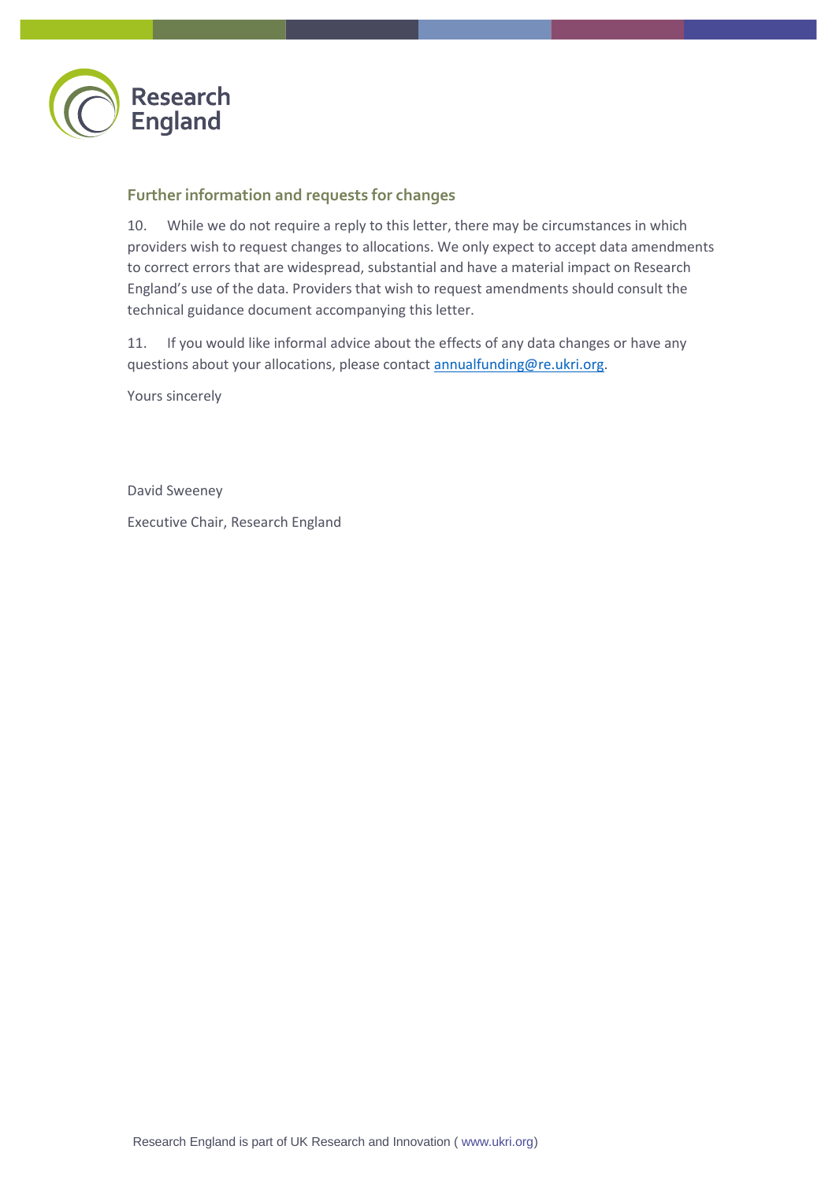## Further information and requests for changes

10. While we do not require a reply to this letter, there may be circumstances in which providers wish to request changes to allocations. We only expect to accept data amendments to correct errors that are widespread, substantial and have a material impact on Research England's use of the data. Providers that wish to request amendments should consult the technical guidance document accompanying this letter.

11. If you would like informal advice about the effects of any data changes or have any questions about your allocations, please contact annualfunding@re.ukri.org.

Yours sincerely

David Sweeney

Executive Chair, Research England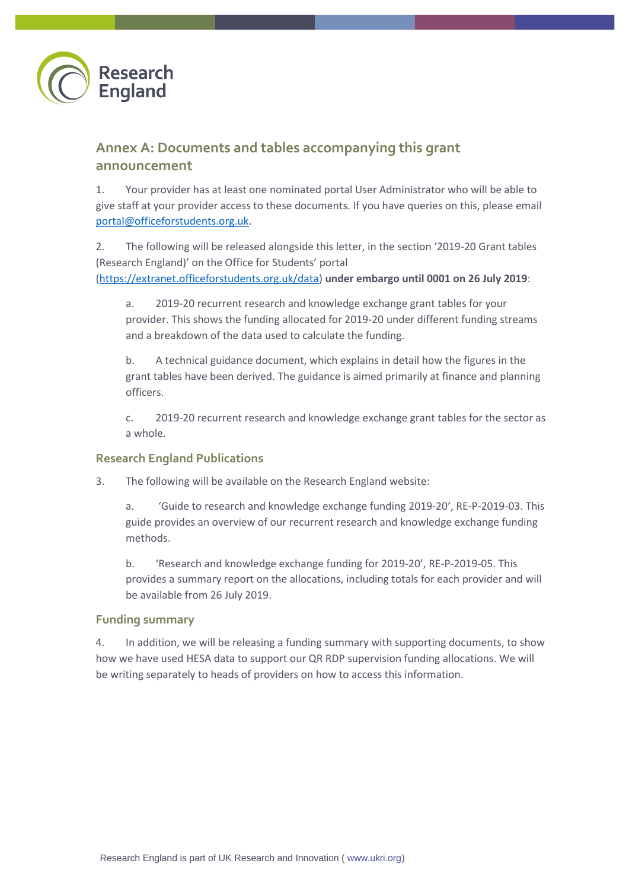## Annex A: Documents and tables accompanying this grant announcement

1. Your provider has at least one nominated portal User Administrator who will be able to give staff at your provider access to these documents. If you have queries on this, please email portal@officeforstudents.org.uk.

2. The following will be released alongside this letter, in the section '2019-20 Grant tables (Research England)' on the Office for Students' portal (https://extranet.officeforstudents.org.uk/data) **under embargo until 0001 on 26 July 2019**:

   a. 2019-20 recurrent research and knowledge exchange grant tables for your provider. This shows the funding allocated for 2019-20 under different funding streams and a breakdown of the data used to calculate the funding.

   b. A technical guidance document, which explains in detail how the figures in the grant tables have been derived. The guidance is aimed primarily at finance and planning officers.

   c. 2019-20 recurrent research and knowledge exchange grant tables for the sector as a whole.

### Research England Publications

3. The following will be available on the Research England website:

   a. 'Guide to research and knowledge exchange funding 2019-20', RE-P-2019-03. This guide provides an overview of our recurrent research and knowledge exchange funding methods.

   b. 'Research and knowledge exchange funding for 2019-20', RE-P-2019-05. This provides a summary report on the allocations, including totals for each provider and will be available from 26 July 2019.

### Funding summary

4. In addition, we will be releasing a funding summary with supporting documents, to show how we have used HESA data to support our QR RDP supervision funding allocations. We will be writing separately to heads of providers on how to access this information.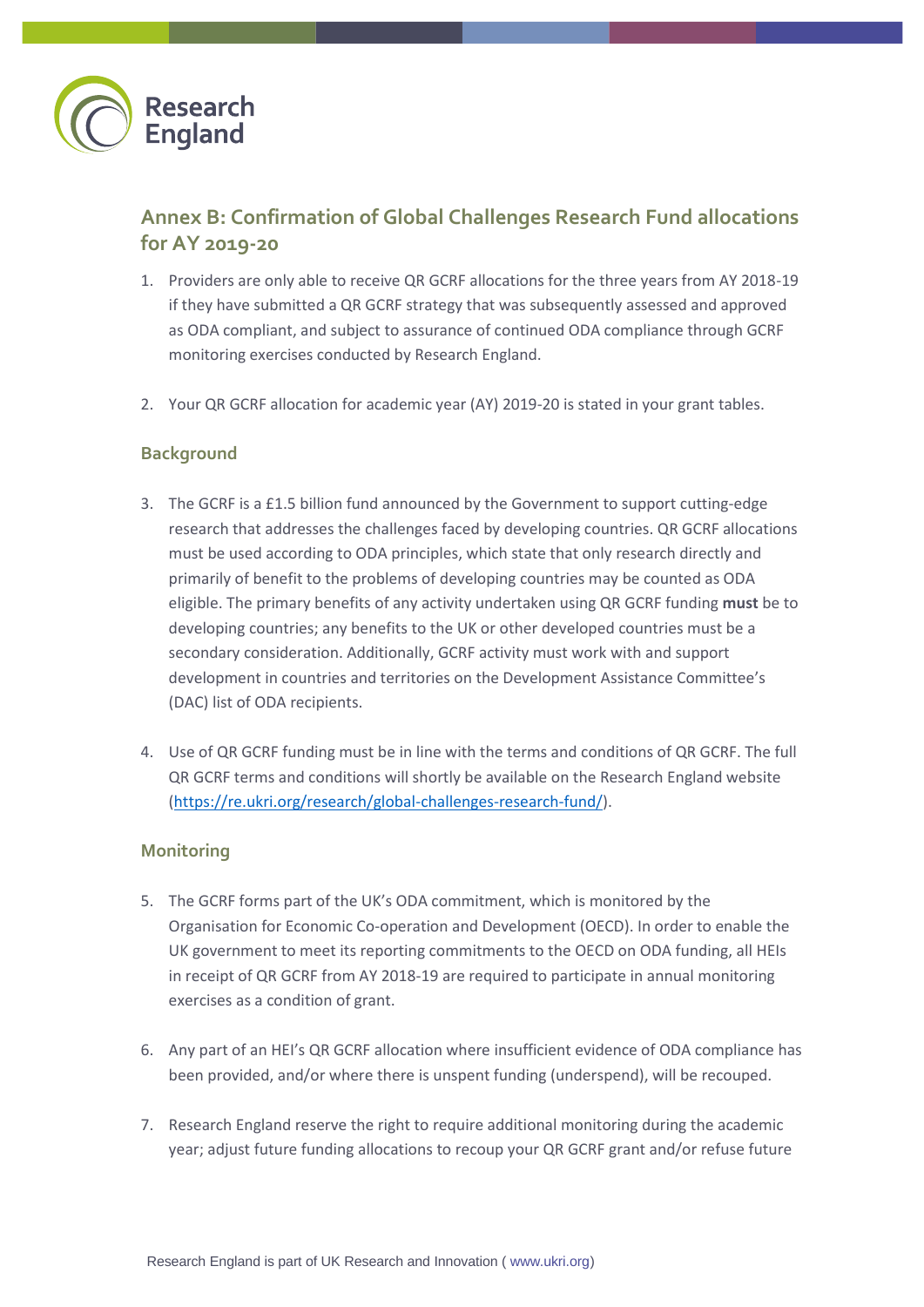## Annex B: Confirmation of Global Challenges Research Fund allocations for AY 2019-20

1. Providers are only able to receive QR GCRF allocations for the three years from AY 2018-19 if they have submitted a QR GCRF strategy that was subsequently assessed and approved as ODA compliant, and subject to assurance of continued ODA compliance through GCRF monitoring exercises conducted by Research England.

2. Your QR GCRF allocation for academic year (AY) 2019-20 is stated in your grant tables.

### Background

3. The GCRF is a £1.5 billion fund announced by the Government to support cutting-edge research that addresses the challenges faced by developing countries. QR GCRF allocations must be used according to ODA principles, which state that only research directly and primarily of benefit to the problems of developing countries may be counted as ODA eligible. The primary benefits of any activity undertaken using QR GCRF funding **must** be to developing countries; any benefits to the UK or other developed countries must be a secondary consideration. Additionally, GCRF activity must work with and support development in countries and territories on the Development Assistance Committee's (DAC) list of ODA recipients.

4. Use of QR GCRF funding must be in line with the terms and conditions of QR GCRF. The full QR GCRF terms and conditions will shortly be available on the Research England website (https://re.ukri.org/research/global-challenges-research-fund/).

### Monitoring

5. The GCRF forms part of the UK's ODA commitment, which is monitored by the Organisation for Economic Co-operation and Development (OECD). In order to enable the UK government to meet its reporting commitments to the OECD on ODA funding, all HEIs in receipt of QR GCRF from AY 2018-19 are required to participate in annual monitoring exercises as a condition of grant.

6. Any part of an HEI's QR GCRF allocation where insufficient evidence of ODA compliance has been provided, and/or where there is unspent funding (underspend), will be recouped.

7. Research England reserve the right to require additional monitoring during the academic year; adjust future funding allocations to recoup your QR GCRF grant and/or refuse future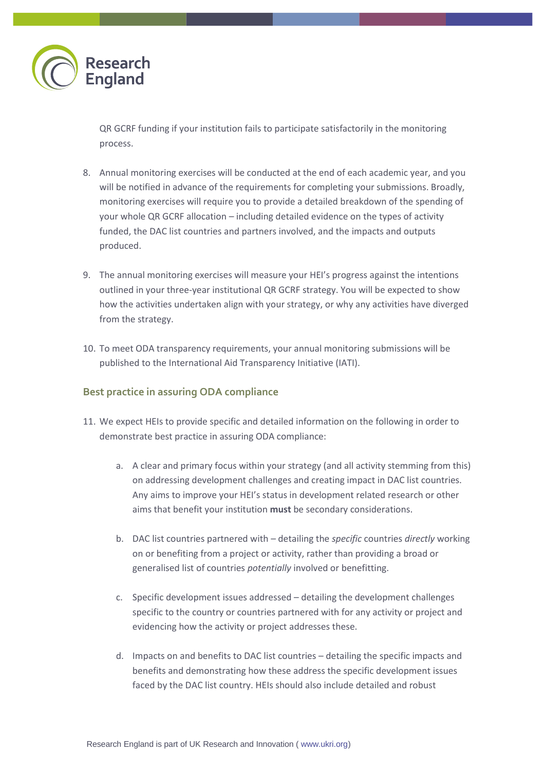QR GCRF funding if your institution fails to participate satisfactorily in the monitoring process.

8. Annual monitoring exercises will be conducted at the end of each academic year, and you will be notified in advance of the requirements for completing your submissions. Broadly, monitoring exercises will require you to provide a detailed breakdown of the spending of your whole QR GCRF allocation – including detailed evidence on the types of activity funded, the DAC list countries and partners involved, and the impacts and outputs produced.

9. The annual monitoring exercises will measure your HEI's progress against the intentions outlined in your three-year institutional QR GCRF strategy. You will be expected to show how the activities undertaken align with your strategy, or why any activities have diverged from the strategy.

10. To meet ODA transparency requirements, your annual monitoring submissions will be published to the International Aid Transparency Initiative (IATI).

### Best practice in assuring ODA compliance

11. We expect HEIs to provide specific and detailed information on the following in order to demonstrate best practice in assuring ODA compliance:

    a. A clear and primary focus within your strategy (and all activity stemming from this) on addressing development challenges and creating impact in DAC list countries. Any aims to improve your HEI's status in development related research or other aims that benefit your institution **must** be secondary considerations.

    b. DAC list countries partnered with – detailing the *specific* countries *directly* working on or benefiting from a project or activity, rather than providing a broad or generalised list of countries *potentially* involved or benefitting.

    c. Specific development issues addressed – detailing the development challenges specific to the country or countries partnered with for any activity or project and evidencing how the activity or project addresses these.

    d. Impacts on and benefits to DAC list countries – detailing the specific impacts and benefits and demonstrating how these address the specific development issues faced by the DAC list country. HEIs should also include detailed and robust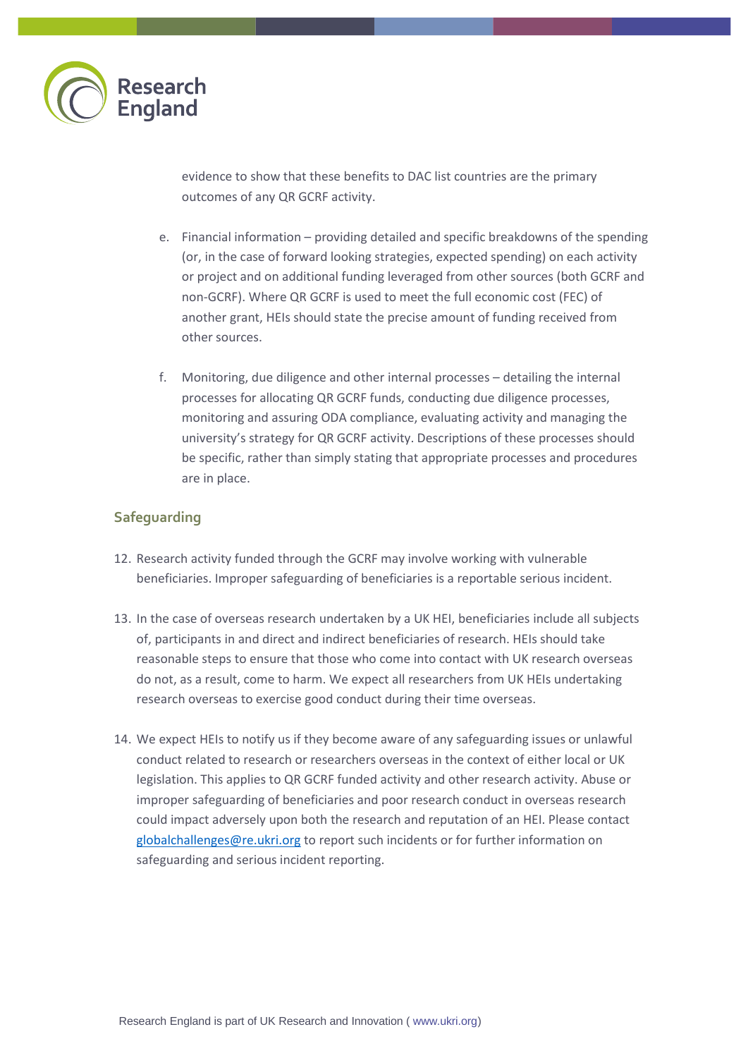evidence to show that these benefits to DAC list countries are the primary outcomes of any QR GCRF activity.

e. Financial information – providing detailed and specific breakdowns of the spending (or, in the case of forward looking strategies, expected spending) on each activity or project and on additional funding leveraged from other sources (both GCRF and non-GCRF). Where QR GCRF is used to meet the full economic cost (FEC) of another grant, HEIs should state the precise amount of funding received from other sources.

f. Monitoring, due diligence and other internal processes – detailing the internal processes for allocating QR GCRF funds, conducting due diligence processes, monitoring and assuring ODA compliance, evaluating activity and managing the university's strategy for QR GCRF activity. Descriptions of these processes should be specific, rather than simply stating that appropriate processes and procedures are in place.

## Safeguarding

12. Research activity funded through the GCRF may involve working with vulnerable beneficiaries. Improper safeguarding of beneficiaries is a reportable serious incident.

13. In the case of overseas research undertaken by a UK HEI, beneficiaries include all subjects of, participants in and direct and indirect beneficiaries of research. HEIs should take reasonable steps to ensure that those who come into contact with UK research overseas do not, as a result, come to harm. We expect all researchers from UK HEIs undertaking research overseas to exercise good conduct during their time overseas.

14. We expect HEIs to notify us if they become aware of any safeguarding issues or unlawful conduct related to research or researchers overseas in the context of either local or UK legislation. This applies to QR GCRF funded activity and other research activity. Abuse or improper safeguarding of beneficiaries and poor research conduct in overseas research could impact adversely upon both the research and reputation of an HEI. Please contact globalchallenges@re.ukri.org to report such incidents or for further information on safeguarding and serious incident reporting.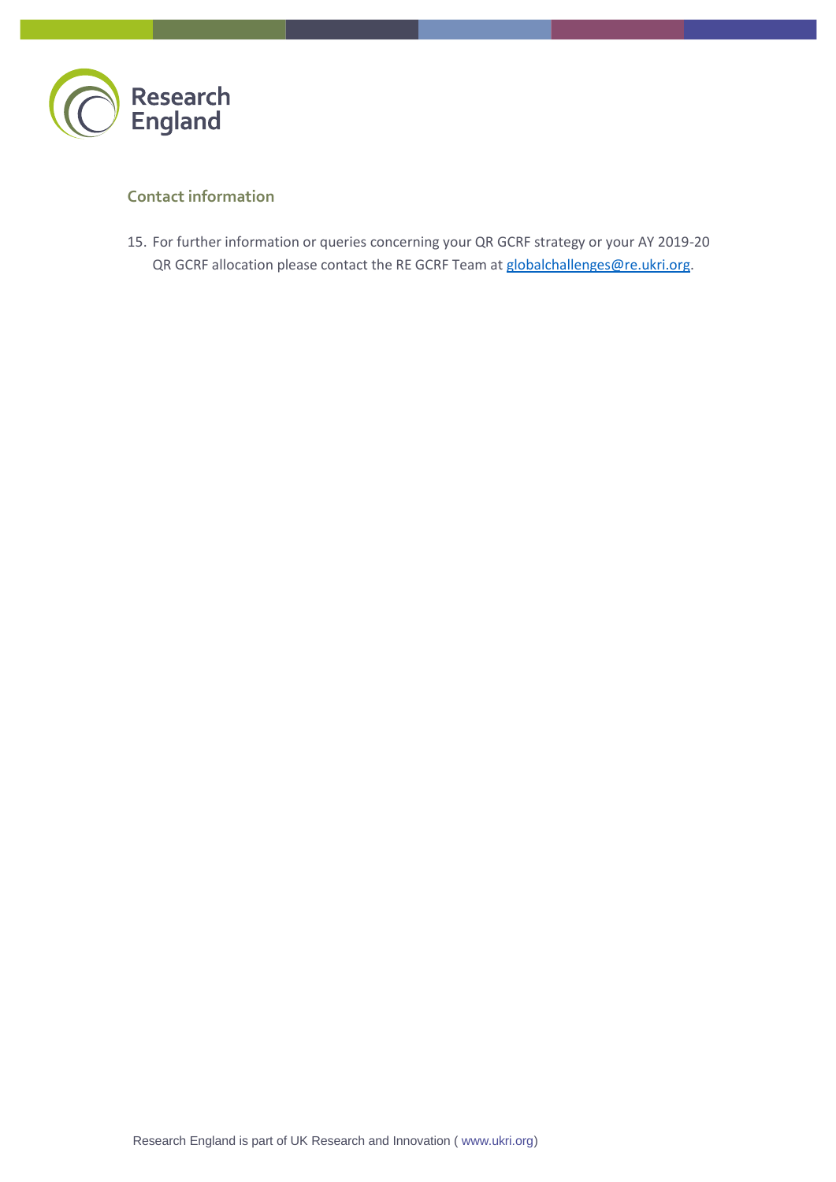## Contact information

15. For further information or queries concerning your QR GCRF strategy or your AY 2019-20 QR GCRF allocation please contact the RE GCRF Team at globalchallenges@re.ukri.org.